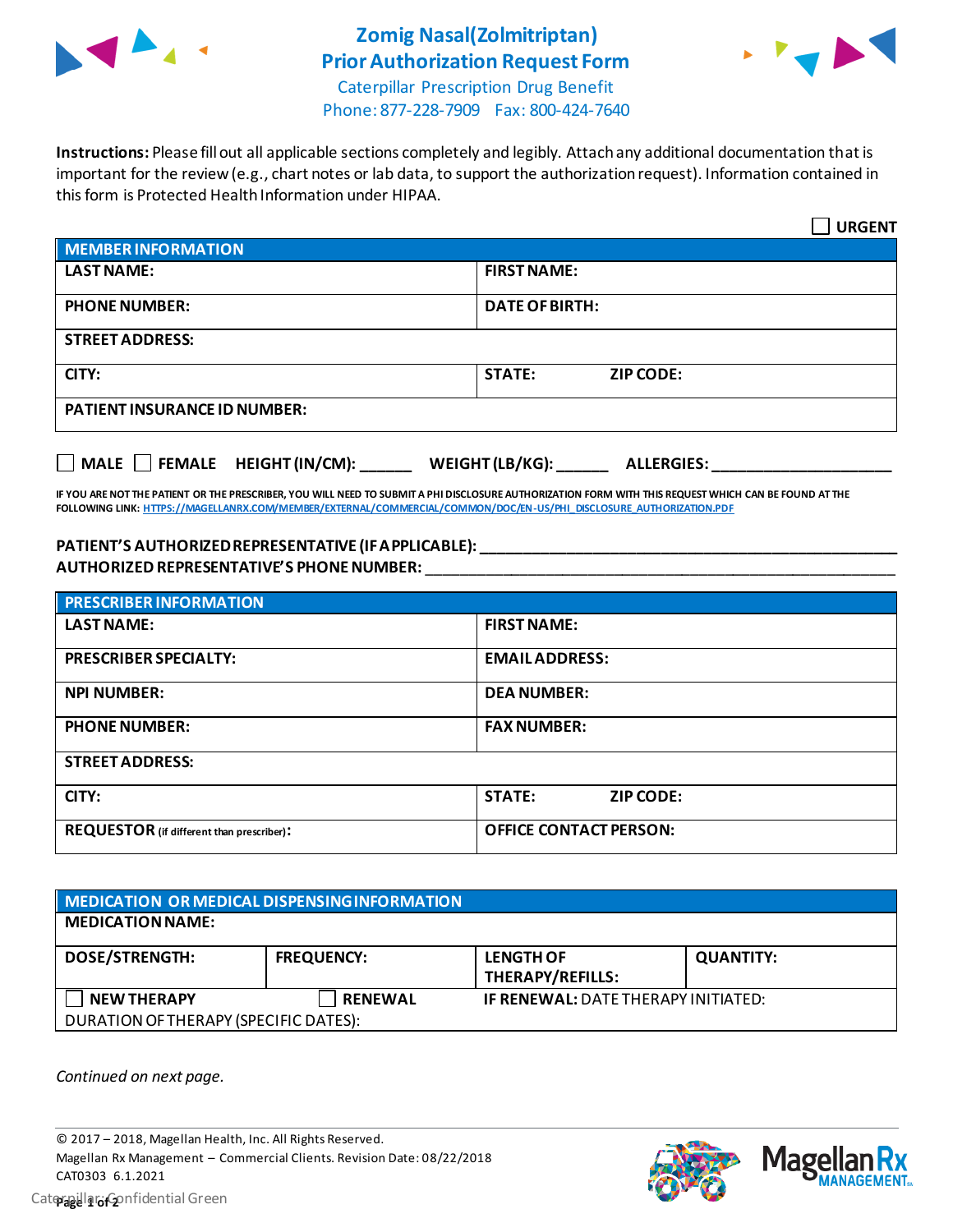# Zomig Nasal(Zolmitriptan)
# Prior Authorization Request Form

Caterpillar Prescription Drug Benefit
Phone: 877-228-7909 Fax: 800-424-7640

**Instructions:** Please fill out all applicable sections completely and legibly. Attach any additional documentation that is important for the review (e.g., chart notes or lab data, to support the authorization request). Information contained in this form is Protected Health Information under HIPAA.

☐ **URGENT**

| **MEMBER INFORMATION** | |
|---|---|
| **LAST NAME:** | **FIRST NAME:** |
| **PHONE NUMBER:** | **DATE OF BIRTH:** |
| **STREET ADDRESS:** | |
| **CITY:** | **STATE:** **ZIP CODE:** |
| **PATIENT INSURANCE ID NUMBER:** | |

☐ **MALE** ☐ **FEMALE** **HEIGHT (IN/CM):** ______ **WEIGHT (LB/KG):** ______ **ALLERGIES:** ____________________

**IF YOU ARE NOT THE PATIENT OR THE PRESCRIBER, YOU WILL NEED TO SUBMIT A PHI DISCLOSURE AUTHORIZATION FORM WITH THIS REQUEST WHICH CAN BE FOUND AT THE FOLLOWING LINK:** HTTPS://MAGELLANRX.COM/MEMBER/EXTERNAL/COMMERCIAL/COMMON/DOC/EN-US/PHI_DISCLOSURE_AUTHORIZATION.PDF

**PATIENT'S AUTHORIZED REPRESENTATIVE (IF APPLICABLE):** ____________________________________________
**AUTHORIZED REPRESENTATIVE'S PHONE NUMBER:** ____________________________________________

| **PRESCRIBER INFORMATION** | |
|---|---|
| **LAST NAME:** | **FIRST NAME:** |
| **PRESCRIBER SPECIALTY:** | **EMAIL ADDRESS:** |
| **NPI NUMBER:** | **DEA NUMBER:** |
| **PHONE NUMBER:** | **FAX NUMBER:** |
| **STREET ADDRESS:** | |
| **CITY:** | **STATE:** **ZIP CODE:** |
| **REQUESTOR** (if different than prescriber)**:** | **OFFICE CONTACT PERSON:** |

| **MEDICATION OR MEDICAL DISPENSING INFORMATION** | | | |
|---|---|---|---|
| **MEDICATION NAME:** | | | |
| **DOSE/STRENGTH:** | **FREQUENCY:** | **LENGTH OF THERAPY/REFILLS:** | **QUANTITY:** |
| ☐ **NEW THERAPY** | ☐ **RENEWAL** | **IF RENEWAL:** DATE THERAPY INITIATED: | |
| DURATION OF THERAPY (SPECIFIC DATES): | | | |

*Continued on next page.*

© 2017 – 2018, Magellan Health, Inc. All Rights Reserved.
Magellan Rx Management – Commercial Clients. Revision Date: 08/22/2018
CAT0303 6.1.2021
Caterpillar: Confidential Green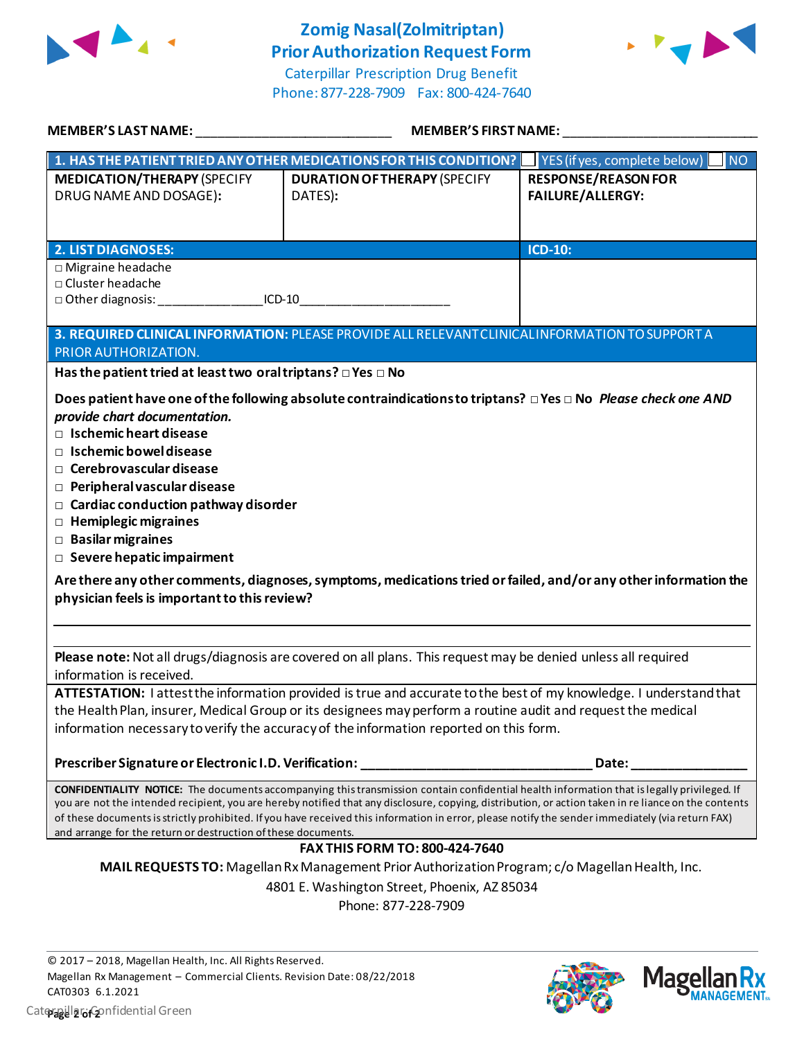# Zomig Nasal(Zolmitriptan) Prior Authorization Request Form

Caterpillar Prescription Drug Benefit
Phone: 877-228-7909 Fax: 800-424-7640

**MEMBER'S LAST NAME:** ___________________________ **MEMBER'S FIRST NAME:** ___________________________

| **1. HAS THE PATIENT TRIED ANY OTHER MEDICATIONS FOR THIS CONDITION?** | | ☐ YES (if yes, complete below) ☐ NO |
|---|---|---|
| **MEDICATION/THERAPY** (SPECIFY DRUG NAME AND DOSAGE): | **DURATION OF THERAPY** (SPECIFY DATES): | **RESPONSE/REASON FOR FAILURE/ALLERGY:** |
| | | |

| **2. LIST DIAGNOSES:** | **ICD-10:** |
|---|---|
| □ Migraine headache<br>□ Cluster headache<br>□ Other diagnosis: _______________ICD-10______________________ | |

**3. REQUIRED CLINICAL INFORMATION:** PLEASE PROVIDE ALL RELEVANT CLINICAL INFORMATION TO SUPPORT A PRIOR AUTHORIZATION.

**Has the patient tried at least two oral triptans?** □ Yes □ No

**Does patient have one of the following absolute contraindications to triptans?** □ Yes □ No ***Please check one AND provide chart documentation.***

- □ **Ischemic heart disease**
- □ **Ischemic bowel disease**
- □ **Cerebrovascular disease**
- □ **Peripheral vascular disease**
- □ **Cardiac conduction pathway disorder**
- □ **Hemiplegic migraines**
- □ **Basilar migraines**
- □ **Severe hepatic impairment**

**Are there any other comments, diagnoses, symptoms, medications tried or failed, and/or any other information the physician feels is important to this review?**

_______________________________________________________________________________

**Please note:** Not all drugs/diagnosis are covered on all plans. This request may be denied unless all required information is received.

**ATTESTATION:** I attest the information provided is true and accurate to the best of my knowledge. I understand that the Health Plan, insurer, Medical Group or its designees may perform a routine audit and request the medical information necessary to verify the accuracy of the information reported on this form.

**Prescriber Signature or Electronic I.D. Verification:** ________________________________ **Date:** ________________

**CONFIDENTIALITY NOTICE:** The documents accompanying this transmission contain confidential health information that is legally privileged. If you are not the intended recipient, you are hereby notified that any disclosure, copying, distribution, or action taken in re liance on the contents of these documents is strictly prohibited. If you have received this information in error, please notify the sender immediately (via return FAX) and arrange for the return or destruction of these documents.

**FAX THIS FORM TO: 800-424-7640**

**MAIL REQUESTS TO:** Magellan Rx Management Prior Authorization Program; c/o Magellan Health, Inc.
4801 E. Washington Street, Phoenix, AZ 85034
Phone: 877-228-7909

© 2017 – 2018, Magellan Health, Inc. All Rights Reserved.
Magellan Rx Management – Commercial Clients. Revision Date: 08/22/2018
CAT0303 6.1.2021

Caterpillar: Confidential Green